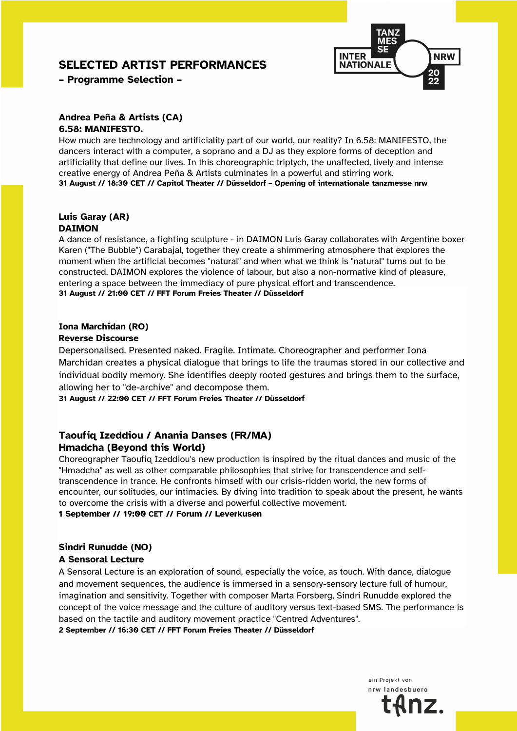# SELECTED ARTIST PERFORMANCES

**– Programme Selection –**

TANZ MES SE INTER NATIONALE NRW 2022

### Andrea Peña & Artists (CA)
### 6.58: MANIFESTO.

How much are technology and artificiality part of our world, our reality? In 6.58: MANIFESTO, the dancers interact with a computer, a soprano and a DJ as they explore forms of deception and artificiality that define our lives. In this choreographic triptych, the unaffected, lively and intense creative energy of Andrea Peña & Artists culminates in a powerful and stirring work.

**31 August // 18:30 CET // Capitol Theater // Düsseldorf – Opening of internationale tanzmesse nrw**

### Luis Garay (AR)
### DAIMON

A dance of resistance, a fighting sculpture - in DAIMON Luis Garay collaborates with Argentine boxer Karen ("The Bubble") Carabajal, together they create a shimmering atmosphere that explores the moment when the artificial becomes "natural" and when what we think is "natural" turns out to be constructed. DAIMON explores the violence of labour, but also a non-normative kind of pleasure, entering a space between the immediacy of pure physical effort and transcendence.

**31 August // 21:00 CET // FFT Forum Freies Theater // Düsseldorf**

### Iona Marchidan (RO)
### Reverse Discourse

Depersonalised. Presented naked. Fragile. Intimate. Choreographer and performer Iona Marchidan creates a physical dialogue that brings to life the traumas stored in our collective and individual bodily memory. She identifies deeply rooted gestures and brings them to the surface, allowing her to "de-archive" and decompose them.

**31 August // 22:00 CET // FFT Forum Freies Theater // Düsseldorf**

### Taoufiq Izeddiou / Anania Danses (FR/MA)
### Hmadcha (Beyond this World)

Choreographer Taoufiq Izeddiou's new production is inspired by the ritual dances and music of the "Hmadcha" as well as other comparable philosophies that strive for transcendence and self-transcendence in trance. He confronts himself with our crisis-ridden world, the new forms of encounter, our solitudes, our intimacies. By diving into tradition to speak about the present, he wants to overcome the crisis with a diverse and powerful collective movement.

**1 September // 19:00 CET // Forum // Leverkusen**

### Sindri Runudde (NO)
### A Sensoral Lecture

A Sensoral Lecture is an exploration of sound, especially the voice, as touch. With dance, dialogue and movement sequences, the audience is immersed in a sensory-sensory lecture full of humour, imagination and sensitivity. Together with composer Marta Forsberg, Sindri Runudde explored the concept of the voice message and the culture of auditory versus text-based SMS. The performance is based on the tactile and auditory movement practice "Centred Adventures".

**2 September // 16:30 CET // FFT Forum Freies Theater // Düsseldorf**

ein Projekt von nrw landesbuero tanz.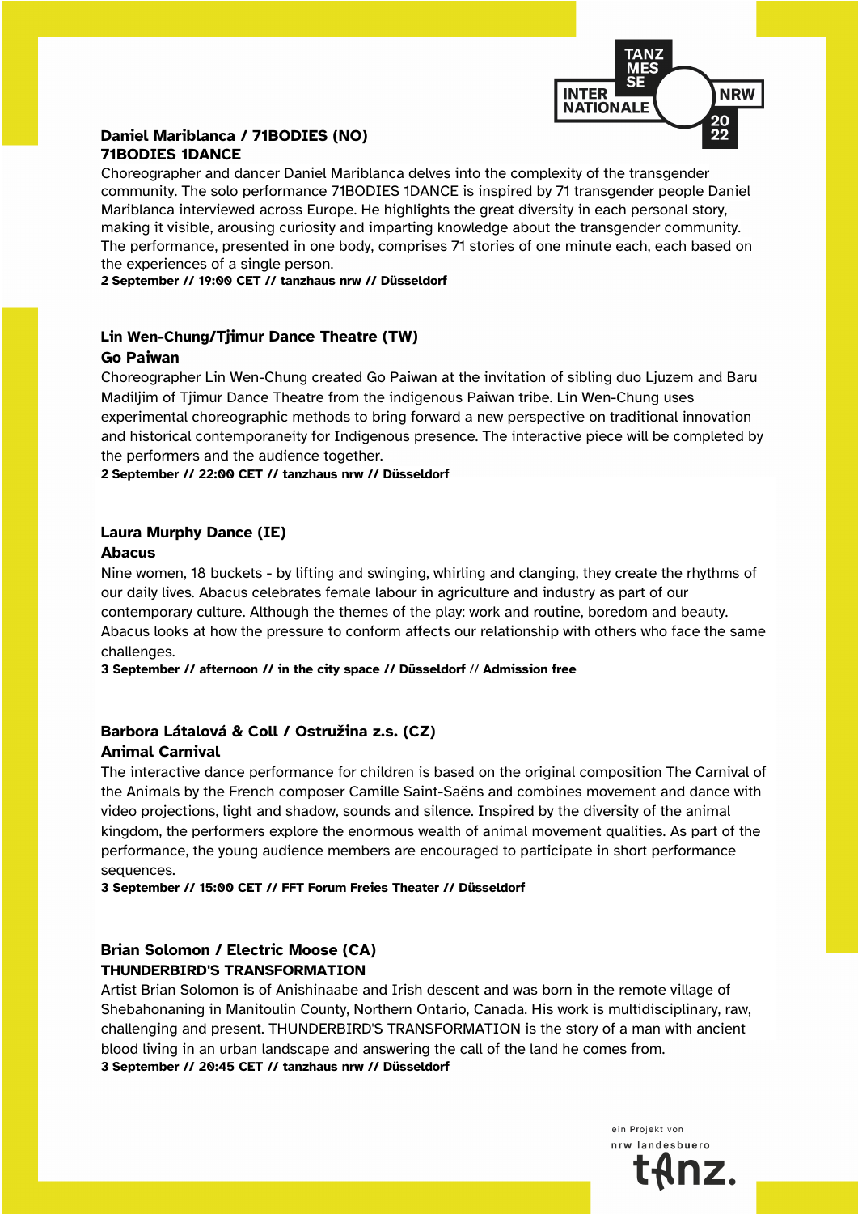**Daniel Mariblanca / 71BODIES (NO)**
**71BODIES 1DANCE**

Choreographer and dancer Daniel Mariblanca delves into the complexity of the transgender community. The solo performance 71BODIES 1DANCE is inspired by 71 transgender people Daniel Mariblanca interviewed across Europe. He highlights the great diversity in each personal story, making it visible, arousing curiosity and imparting knowledge about the transgender community. The performance, presented in one body, comprises 71 stories of one minute each, each based on the experiences of a single person.

**2 September // 19:00 CET // tanzhaus nrw // Düsseldorf**

**Lin Wen-Chung/Tjimur Dance Theatre (TW)**
**Go Paiwan**

Choreographer Lin Wen-Chung created Go Paiwan at the invitation of sibling duo Ljuzem and Baru Madiljim of Tjimur Dance Theatre from the indigenous Paiwan tribe. Lin Wen-Chung uses experimental choreographic methods to bring forward a new perspective on traditional innovation and historical contemporaneity for Indigenous presence. The interactive piece will be completed by the performers and the audience together.

**2 September // 22:00 CET // tanzhaus nrw // Düsseldorf**

**Laura Murphy Dance (IE)**
**Abacus**

Nine women, 18 buckets - by lifting and swinging, whirling and clanging, they create the rhythms of our daily lives. Abacus celebrates female labour in agriculture and industry as part of our contemporary culture. Although the themes of the play: work and routine, boredom and beauty. Abacus looks at how the pressure to conform affects our relationship with others who face the same challenges.

**3 September // afternoon // in the city space // Düsseldorf // Admission free**

**Barbora Látalová & Coll / Ostružina z.s. (CZ)**
**Animal Carnival**

The interactive dance performance for children is based on the original composition The Carnival of the Animals by the French composer Camille Saint-Saëns and combines movement and dance with video projections, light and shadow, sounds and silence. Inspired by the diversity of the animal kingdom, the performers explore the enormous wealth of animal movement qualities. As part of the performance, the young audience members are encouraged to participate in short performance sequences.

**3 September // 15:00 CET // FFT Forum Freies Theater // Düsseldorf**

**Brian Solomon / Electric Moose (CA)**
**THUNDERBIRD'S TRANSFORMATION**

Artist Brian Solomon is of Anishinaabe and Irish descent and was born in the remote village of Shebahonaning in Manitoulin County, Northern Ontario, Canada. His work is multidisciplinary, raw, challenging and present. THUNDERBIRD'S TRANSFORMATION is the story of a man with ancient blood living in an urban landscape and answering the call of the land he comes from.

**3 September // 20:45 CET // tanzhaus nrw // Düsseldorf**